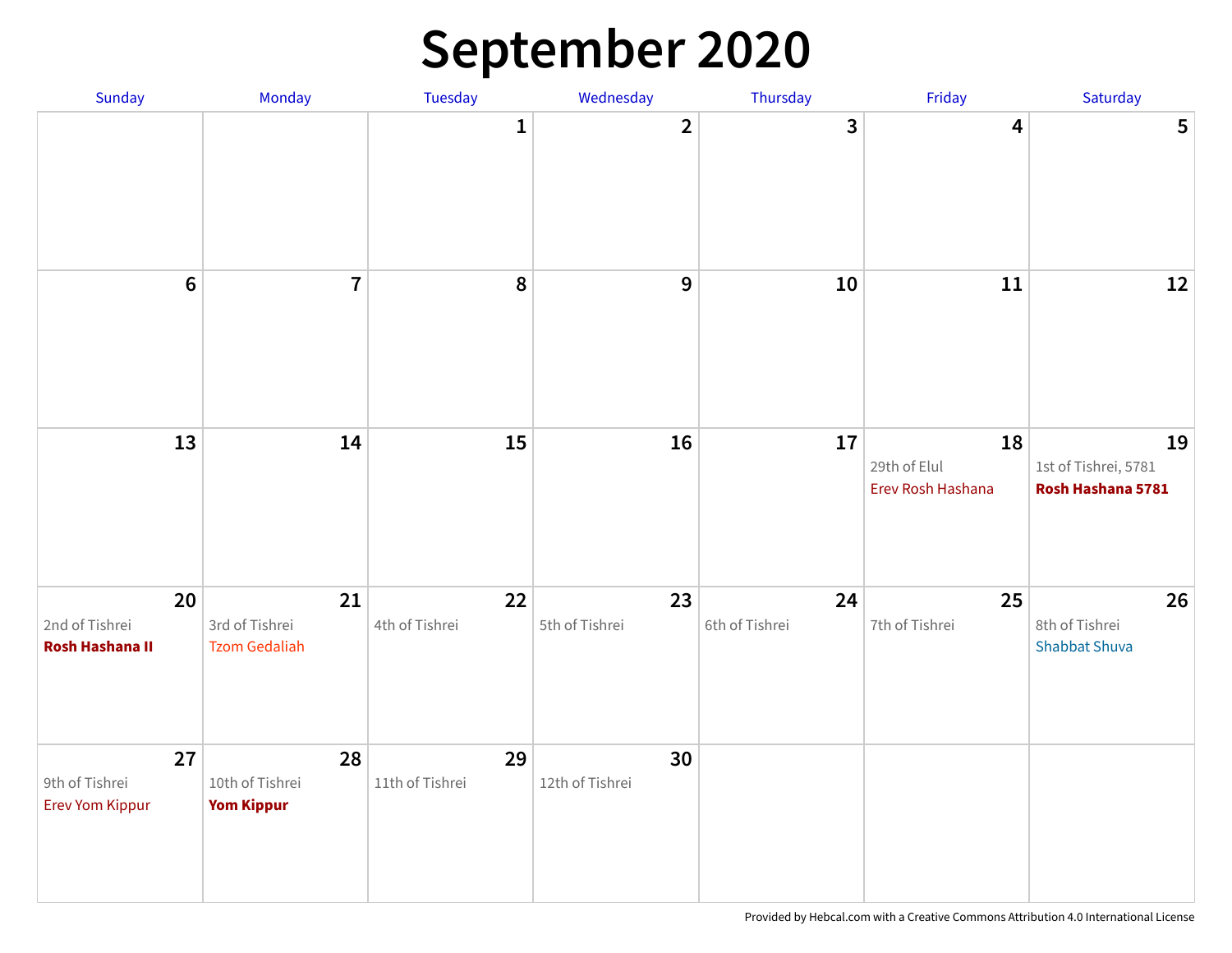# September 2020

| Sunday | Monday | Tuesday | Wednesday | Thursday | Friday | Saturday |
|---|---|---|---|---|---|---|
| | | 1 | 2 | 3 | 4 | 5 |
| 6 | 7 | 8 | 9 | 10 | 11 | 12 |
| 13 | 14 | 15 | 16 | 17 | 18<br>29th of Elul<br>Erev Rosh Hashana | 19<br>1st of Tishrei, 5781<br>**Rosh Hashana 5781** |
| 20<br>2nd of Tishrei<br>**Rosh Hashana II** | 21<br>3rd of Tishrei<br>Tzom Gedaliah | 22<br>4th of Tishrei | 23<br>5th of Tishrei | 24<br>6th of Tishrei | 25<br>7th of Tishrei | 26<br>8th of Tishrei<br>Shabbat Shuva |
| 27<br>9th of Tishrei<br>Erev Yom Kippur | 28<br>10th of Tishrei<br>**Yom Kippur** | 29<br>11th of Tishrei | 30<br>12th of Tishrei | | | |

Provided by Hebcal.com with a Creative Commons Attribution 4.0 International License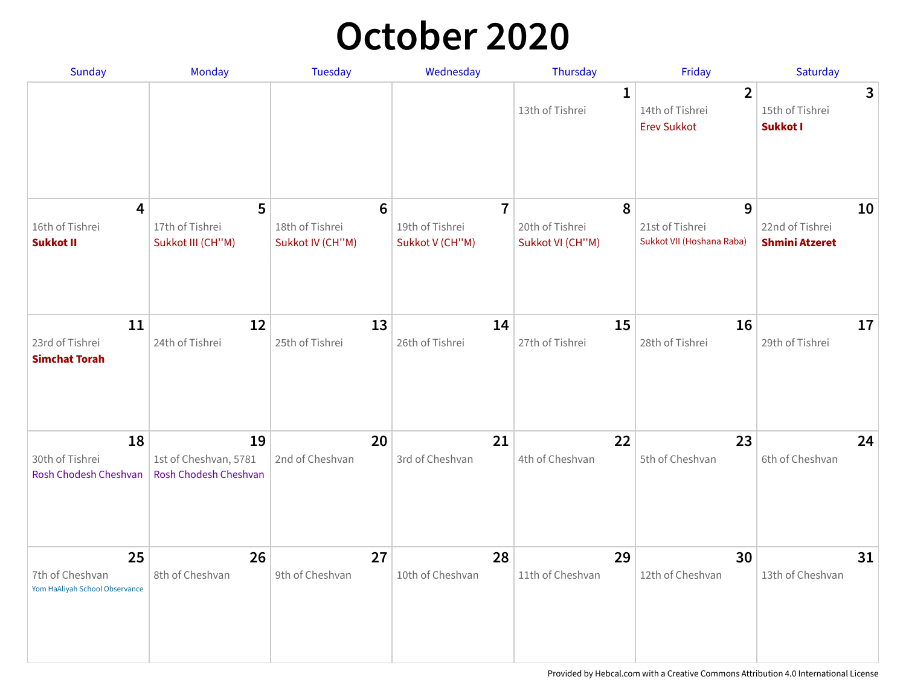# October 2020

| Sunday | Monday | Tuesday | Wednesday | Thursday | Friday | Saturday |
|---|---|---|---|---|---|---|
| | | | | **1**<br>13th of Tishrei | **2**<br>14th of Tishrei<br>Erev Sukkot | **3**<br>15th of Tishrei<br>**Sukkot I** |
| **4**<br>16th of Tishrei<br>**Sukkot II** | **5**<br>17th of Tishrei<br>Sukkot III (CH''M) | **6**<br>18th of Tishrei<br>Sukkot IV (CH''M) | **7**<br>19th of Tishrei<br>Sukkot V (CH''M) | **8**<br>20th of Tishrei<br>Sukkot VI (CH''M) | **9**<br>21st of Tishrei<br>Sukkot VII (Hoshana Raba) | **10**<br>22nd of Tishrei<br>**Shmini Atzeret** |
| **11**<br>23rd of Tishrei<br>**Simchat Torah** | **12**<br>24th of Tishrei | **13**<br>25th of Tishrei | **14**<br>26th of Tishrei | **15**<br>27th of Tishrei | **16**<br>28th of Tishrei | **17**<br>29th of Tishrei |
| **18**<br>30th of Tishrei<br>Rosh Chodesh Cheshvan | **19**<br>1st of Cheshvan, 5781<br>Rosh Chodesh Cheshvan | **20**<br>2nd of Cheshvan | **21**<br>3rd of Cheshvan | **22**<br>4th of Cheshvan | **23**<br>5th of Cheshvan | **24**<br>6th of Cheshvan |
| **25**<br>7th of Cheshvan<br>Yom HaAliyah School Observance | **26**<br>8th of Cheshvan | **27**<br>9th of Cheshvan | **28**<br>10th of Cheshvan | **29**<br>11th of Cheshvan | **30**<br>12th of Cheshvan | **31**<br>13th of Cheshvan |

Provided by Hebcal.com with a Creative Commons Attribution 4.0 International License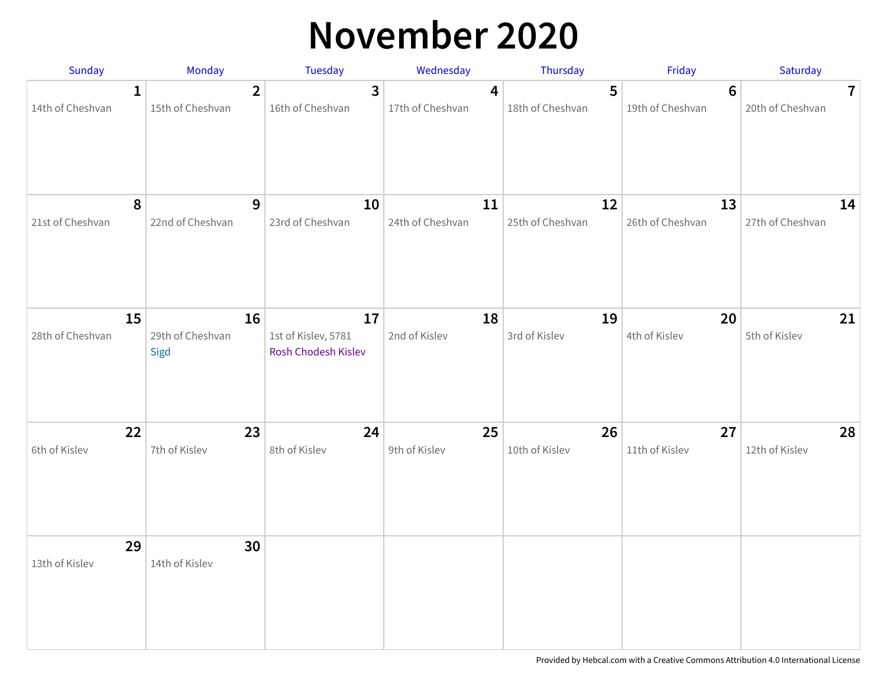# November 2020

| Sunday | Monday | Tuesday | Wednesday | Thursday | Friday | Saturday |
|---|---|---|---|---|---|---|
| **1**<br>14th of Cheshvan | **2**<br>15th of Cheshvan | **3**<br>16th of Cheshvan | **4**<br>17th of Cheshvan | **5**<br>18th of Cheshvan | **6**<br>19th of Cheshvan | **7**<br>20th of Cheshvan |
| **8**<br>21st of Cheshvan | **9**<br>22nd of Cheshvan | **10**<br>23rd of Cheshvan | **11**<br>24th of Cheshvan | **12**<br>25th of Cheshvan | **13**<br>26th of Cheshvan | **14**<br>27th of Cheshvan |
| **15**<br>28th of Cheshvan | **16**<br>29th of Cheshvan<br>Sigd | **17**<br>1st of Kislev, 5781<br>Rosh Chodesh Kislev | **18**<br>2nd of Kislev | **19**<br>3rd of Kislev | **20**<br>4th of Kislev | **21**<br>5th of Kislev |
| **22**<br>6th of Kislev | **23**<br>7th of Kislev | **24**<br>8th of Kislev | **25**<br>9th of Kislev | **26**<br>10th of Kislev | **27**<br>11th of Kislev | **28**<br>12th of Kislev |
| **29**<br>13th of Kislev | **30**<br>14th of Kislev | | | | | |

Provided by Hebcal.com with a Creative Commons Attribution 4.0 International License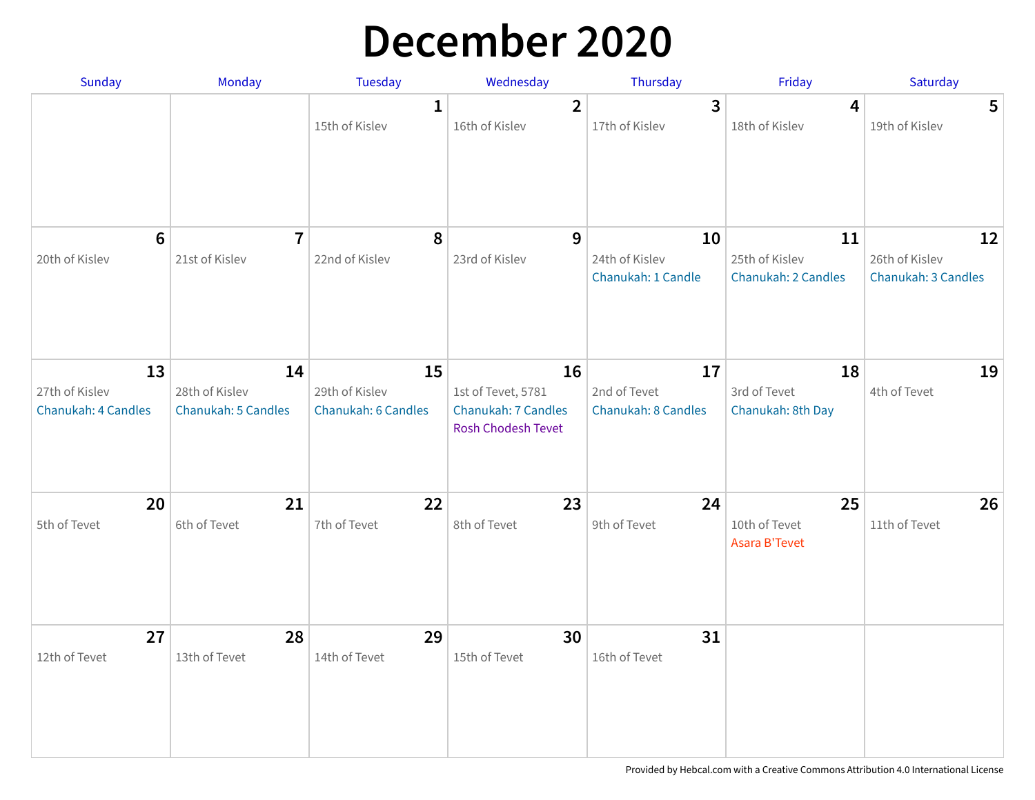# December 2020

| Sunday | Monday | Tuesday | Wednesday | Thursday | Friday | Saturday |
|---|---|---|---|---|---|---|
| | | **1**<br>15th of Kislev | **2**<br>16th of Kislev | **3**<br>17th of Kislev | **4**<br>18th of Kislev | **5**<br>19th of Kislev |
| **6**<br>20th of Kislev | **7**<br>21st of Kislev | **8**<br>22nd of Kislev | **9**<br>23rd of Kislev | **10**<br>24th of Kislev<br>Chanukah: 1 Candle | **11**<br>25th of Kislev<br>Chanukah: 2 Candles | **12**<br>26th of Kislev<br>Chanukah: 3 Candles |
| **13**<br>27th of Kislev<br>Chanukah: 4 Candles | **14**<br>28th of Kislev<br>Chanukah: 5 Candles | **15**<br>29th of Kislev<br>Chanukah: 6 Candles | **16**<br>1st of Tevet, 5781<br>Chanukah: 7 Candles<br>Rosh Chodesh Tevet | **17**<br>2nd of Tevet<br>Chanukah: 8 Candles | **18**<br>3rd of Tevet<br>Chanukah: 8th Day | **19**<br>4th of Tevet |
| **20**<br>5th of Tevet | **21**<br>6th of Tevet | **22**<br>7th of Tevet | **23**<br>8th of Tevet | **24**<br>9th of Tevet | **25**<br>10th of Tevet<br>Asara B'Tevet | **26**<br>11th of Tevet |
| **27**<br>12th of Tevet | **28**<br>13th of Tevet | **29**<br>14th of Tevet | **30**<br>15th of Tevet | **31**<br>16th of Tevet | | |

Provided by Hebcal.com with a Creative Commons Attribution 4.0 International License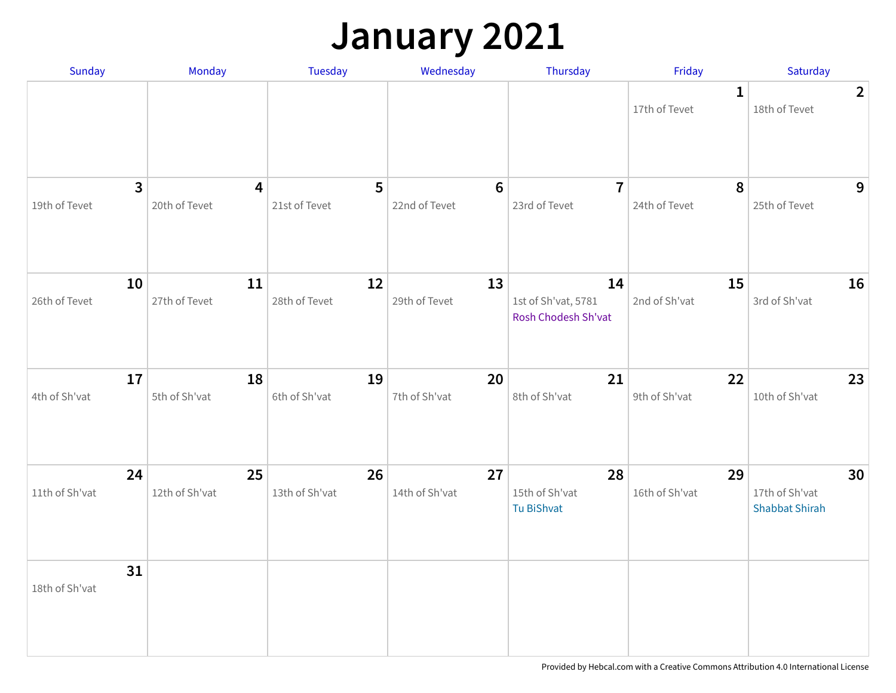# January 2021

| Sunday | Monday | Tuesday | Wednesday | Thursday | Friday | Saturday |
|---|---|---|---|---|---|---|
| | | | | | **1** 17th of Tevet | **2** 18th of Tevet |
| **3** 19th of Tevet | **4** 20th of Tevet | **5** 21st of Tevet | **6** 22nd of Tevet | **7** 23rd of Tevet | **8** 24th of Tevet | **9** 25th of Tevet |
| **10** 26th of Tevet | **11** 27th of Tevet | **12** 28th of Tevet | **13** 29th of Tevet | **14** 1st of Sh'vat, 5781 Rosh Chodesh Sh'vat | **15** 2nd of Sh'vat | **16** 3rd of Sh'vat |
| **17** 4th of Sh'vat | **18** 5th of Sh'vat | **19** 6th of Sh'vat | **20** 7th of Sh'vat | **21** 8th of Sh'vat | **22** 9th of Sh'vat | **23** 10th of Sh'vat |
| **24** 11th of Sh'vat | **25** 12th of Sh'vat | **26** 13th of Sh'vat | **27** 14th of Sh'vat | **28** 15th of Sh'vat Tu BiShvat | **29** 16th of Sh'vat | **30** 17th of Sh'vat Shabbat Shirah |
| **31** 18th of Sh'vat | | | | | | |

Provided by Hebcal.com with a Creative Commons Attribution 4.0 International License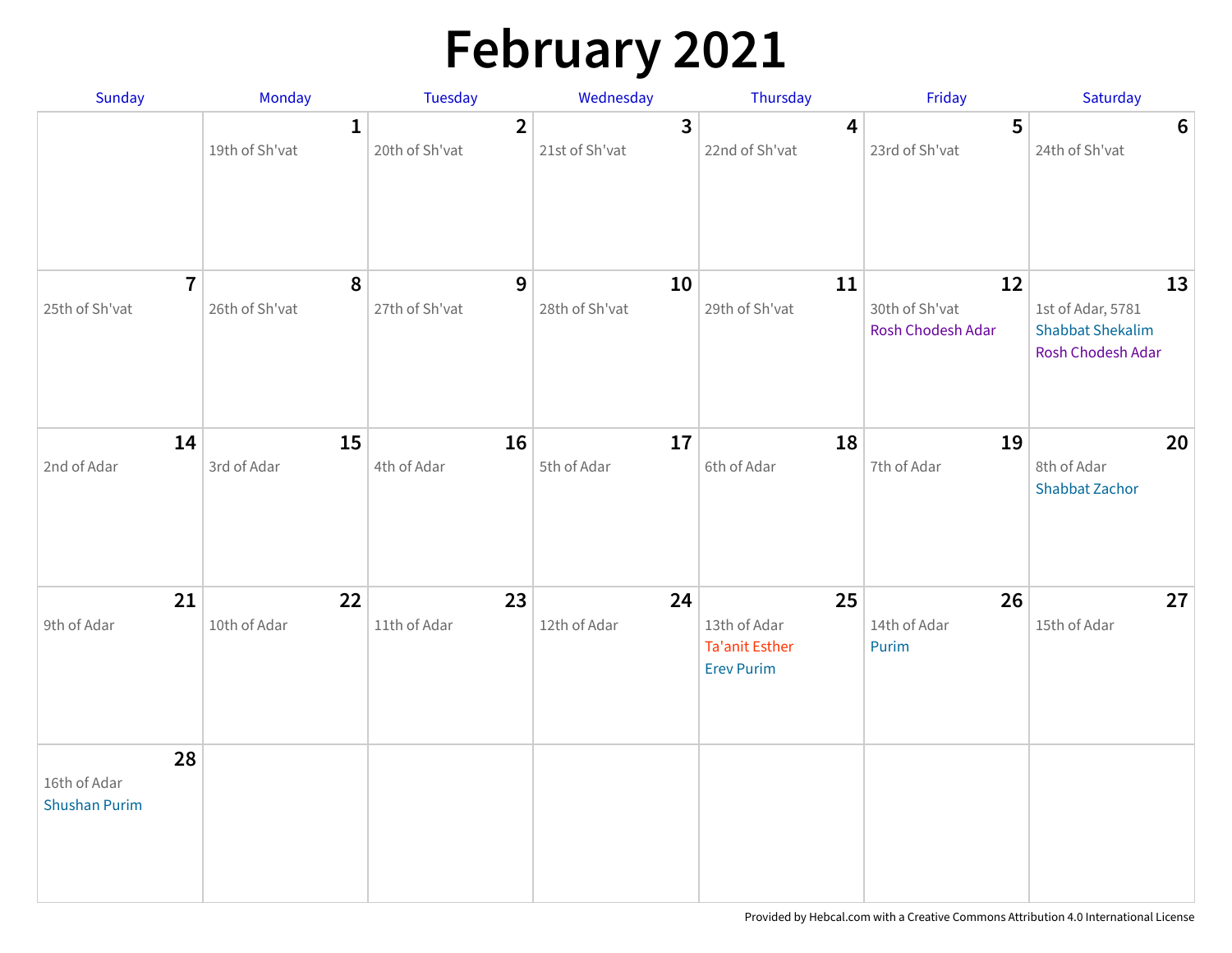# February 2021

| Sunday | Monday | Tuesday | Wednesday | Thursday | Friday | Saturday |
|---|---|---|---|---|---|---|
| | **1**<br>19th of Sh'vat | **2**<br>20th of Sh'vat | **3**<br>21st of Sh'vat | **4**<br>22nd of Sh'vat | **5**<br>23rd of Sh'vat | **6**<br>24th of Sh'vat |
| **7**<br>25th of Sh'vat | **8**<br>26th of Sh'vat | **9**<br>27th of Sh'vat | **10**<br>28th of Sh'vat | **11**<br>29th of Sh'vat | **12**<br>30th of Sh'vat<br>Rosh Chodesh Adar | **13**<br>1st of Adar, 5781<br>Shabbat Shekalim<br>Rosh Chodesh Adar |
| **14**<br>2nd of Adar | **15**<br>3rd of Adar | **16**<br>4th of Adar | **17**<br>5th of Adar | **18**<br>6th of Adar | **19**<br>7th of Adar | **20**<br>8th of Adar<br>Shabbat Zachor |
| **21**<br>9th of Adar | **22**<br>10th of Adar | **23**<br>11th of Adar | **24**<br>12th of Adar | **25**<br>13th of Adar<br>Ta'anit Esther<br>Erev Purim | **26**<br>14th of Adar<br>Purim | **27**<br>15th of Adar |
| **28**<br>16th of Adar<br>Shushan Purim | | | | | | |

Provided by Hebcal.com with a Creative Commons Attribution 4.0 International License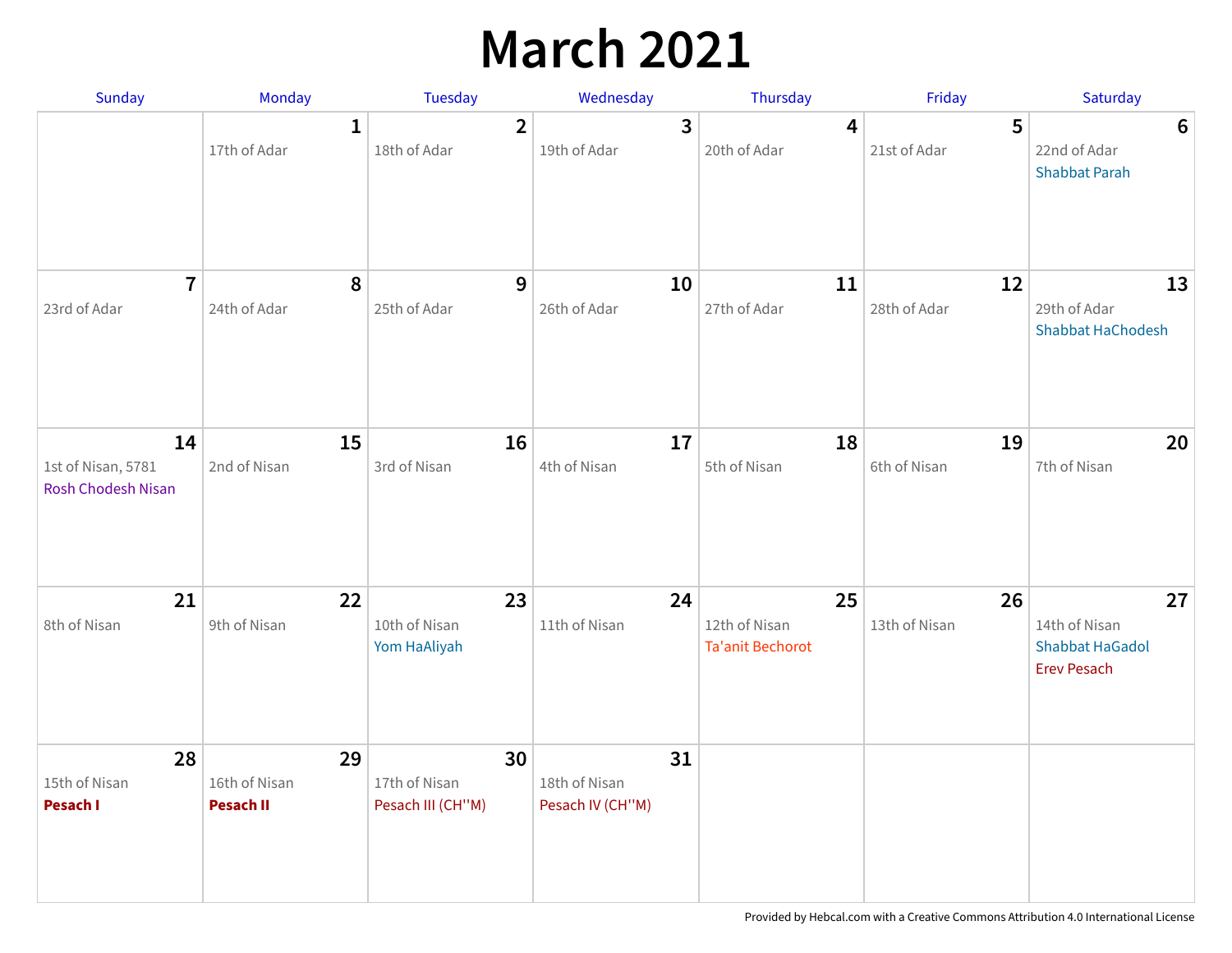# March 2021

| Sunday | Monday | Tuesday | Wednesday | Thursday | Friday | Saturday |
|---|---|---|---|---|---|---|
| | **1**<br>17th of Adar | **2**<br>18th of Adar | **3**<br>19th of Adar | **4**<br>20th of Adar | **5**<br>21st of Adar | **6**<br>22nd of Adar<br>Shabbat Parah |
| **7**<br>23rd of Adar | **8**<br>24th of Adar | **9**<br>25th of Adar | **10**<br>26th of Adar | **11**<br>27th of Adar | **12**<br>28th of Adar | **13**<br>29th of Adar<br>Shabbat HaChodesh |
| **14**<br>1st of Nisan, 5781<br>Rosh Chodesh Nisan | **15**<br>2nd of Nisan | **16**<br>3rd of Nisan | **17**<br>4th of Nisan | **18**<br>5th of Nisan | **19**<br>6th of Nisan | **20**<br>7th of Nisan |
| **21**<br>8th of Nisan | **22**<br>9th of Nisan | **23**<br>10th of Nisan<br>Yom HaAliyah | **24**<br>11th of Nisan | **25**<br>12th of Nisan<br>Ta'anit Bechorot | **26**<br>13th of Nisan | **27**<br>14th of Nisan<br>Shabbat HaGadol<br>Erev Pesach |
| **28**<br>15th of Nisan<br>**Pesach I** | **29**<br>16th of Nisan<br>**Pesach II** | **30**<br>17th of Nisan<br>Pesach III (CH''M) | **31**<br>18th of Nisan<br>Pesach IV (CH''M) | | | |

Provided by Hebcal.com with a Creative Commons Attribution 4.0 International License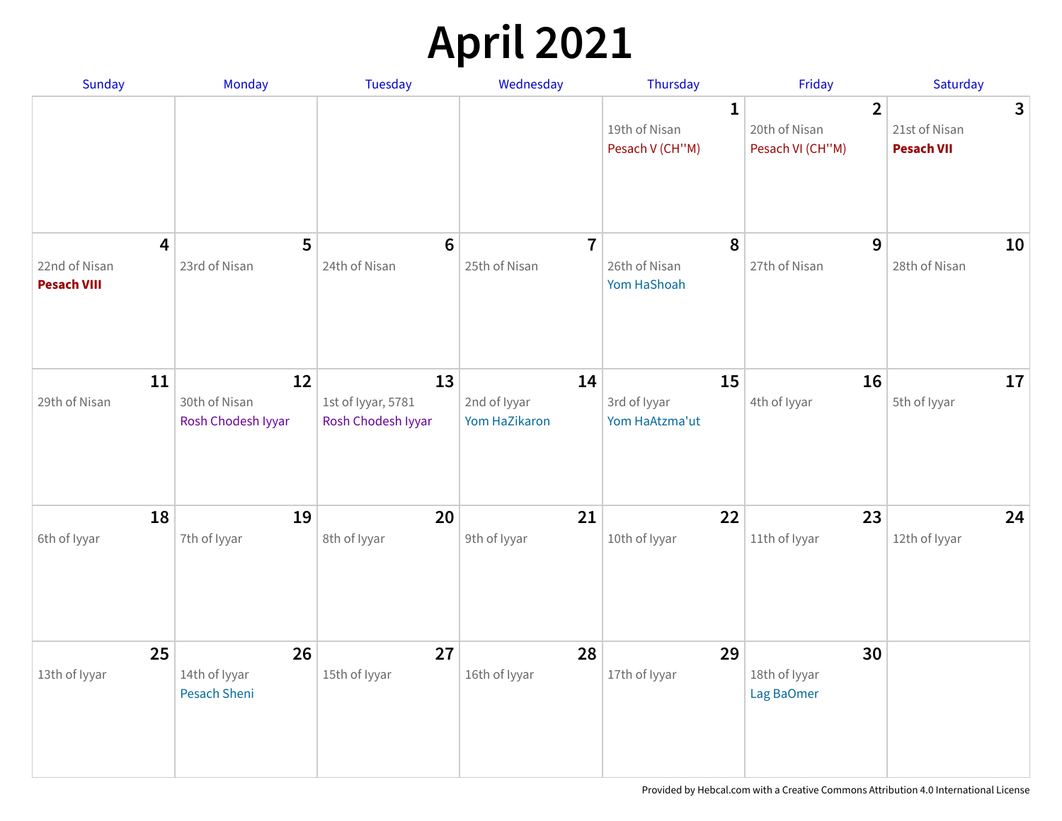# April 2021

| Sunday | Monday | Tuesday | Wednesday | Thursday | Friday | Saturday |
|---|---|---|---|---|---|---|
| | | | | **1** 19th of Nisan Pesach V (CH''M) | **2** 20th of Nisan Pesach VI (CH''M) | **3** 21st of Nisan **Pesach VII** |
| **4** 22nd of Nisan **Pesach VIII** | **5** 23rd of Nisan | **6** 24th of Nisan | **7** 25th of Nisan | **8** 26th of Nisan Yom HaShoah | **9** 27th of Nisan | **10** 28th of Nisan |
| **11** 29th of Nisan | **12** 30th of Nisan Rosh Chodesh Iyyar | **13** 1st of Iyyar, 5781 Rosh Chodesh Iyyar | **14** 2nd of Iyyar Yom HaZikaron | **15** 3rd of Iyyar Yom HaAtzma'ut | **16** 4th of Iyyar | **17** 5th of Iyyar |
| **18** 6th of Iyyar | **19** 7th of Iyyar | **20** 8th of Iyyar | **21** 9th of Iyyar | **22** 10th of Iyyar | **23** 11th of Iyyar | **24** 12th of Iyyar |
| **25** 13th of Iyyar | **26** 14th of Iyyar Pesach Sheni | **27** 15th of Iyyar | **28** 16th of Iyyar | **29** 17th of Iyyar | **30** 18th of Iyyar Lag BaOmer | |

Provided by Hebcal.com with a Creative Commons Attribution 4.0 International License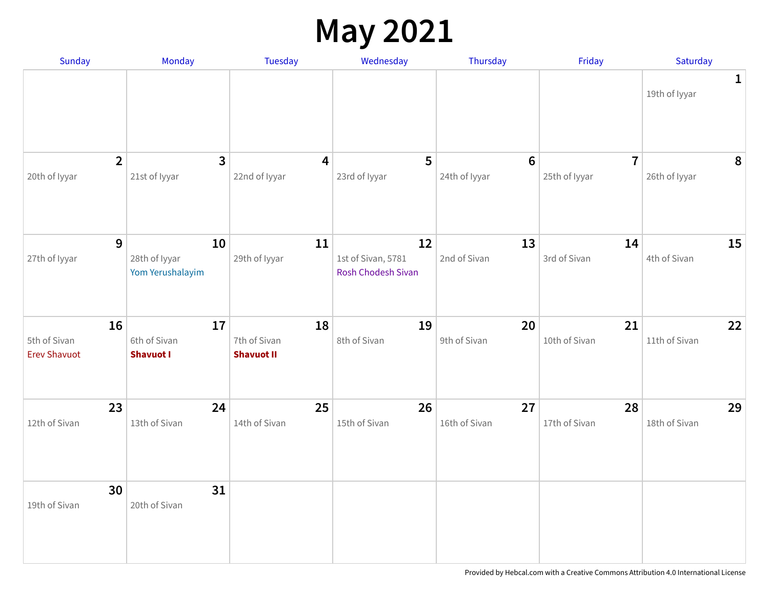# May 2021

| Sunday | Monday | Tuesday | Wednesday | Thursday | Friday | Saturday |
|---|---|---|---|---|---|---|
| | | | | | | **1**<br>19th of Iyyar |
| **2**<br>20th of Iyyar | **3**<br>21st of Iyyar | **4**<br>22nd of Iyyar | **5**<br>23rd of Iyyar | **6**<br>24th of Iyyar | **7**<br>25th of Iyyar | **8**<br>26th of Iyyar |
| **9**<br>27th of Iyyar | **10**<br>28th of Iyyar<br>Yom Yerushalayim | **11**<br>29th of Iyyar | **12**<br>1st of Sivan, 5781<br>Rosh Chodesh Sivan | **13**<br>2nd of Sivan | **14**<br>3rd of Sivan | **15**<br>4th of Sivan |
| **16**<br>5th of Sivan<br>Erev Shavuot | **17**<br>6th of Sivan<br>**Shavuot I** | **18**<br>7th of Sivan<br>**Shavuot II** | **19**<br>8th of Sivan | **20**<br>9th of Sivan | **21**<br>10th of Sivan | **22**<br>11th of Sivan |
| **23**<br>12th of Sivan | **24**<br>13th of Sivan | **25**<br>14th of Sivan | **26**<br>15th of Sivan | **27**<br>16th of Sivan | **28**<br>17th of Sivan | **29**<br>18th of Sivan |
| **30**<br>19th of Sivan | **31**<br>20th of Sivan | | | | | |

Provided by Hebcal.com with a Creative Commons Attribution 4.0 International License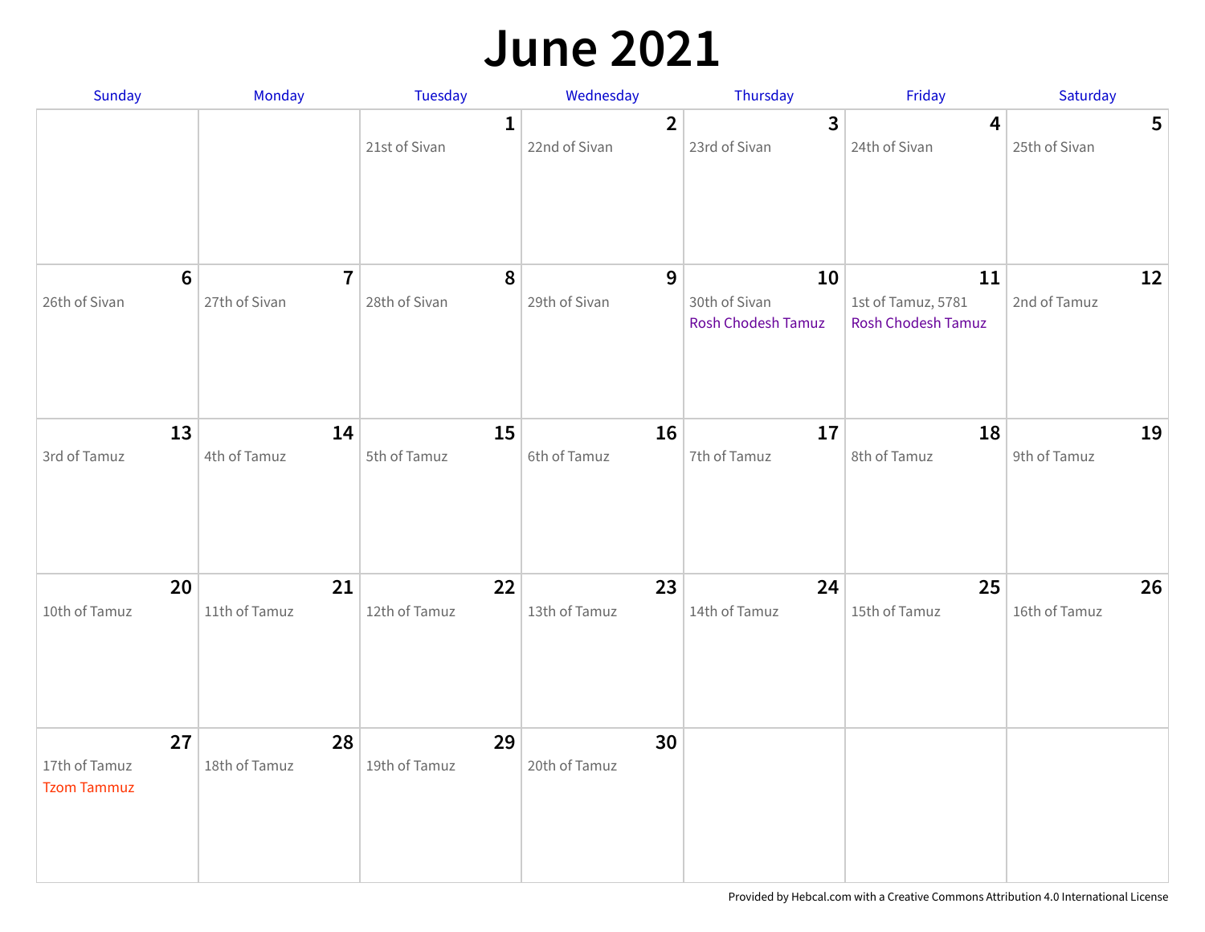# June 2021

| Sunday | Monday | Tuesday | Wednesday | Thursday | Friday | Saturday |
|---|---|---|---|---|---|---|
| | | **1**<br>21st of Sivan | **2**<br>22nd of Sivan | **3**<br>23rd of Sivan | **4**<br>24th of Sivan | **5**<br>25th of Sivan |
| **6**<br>26th of Sivan | **7**<br>27th of Sivan | **8**<br>28th of Sivan | **9**<br>29th of Sivan | **10**<br>30th of Sivan<br>Rosh Chodesh Tamuz | **11**<br>1st of Tamuz, 5781<br>Rosh Chodesh Tamuz | **12**<br>2nd of Tamuz |
| **13**<br>3rd of Tamuz | **14**<br>4th of Tamuz | **15**<br>5th of Tamuz | **16**<br>6th of Tamuz | **17**<br>7th of Tamuz | **18**<br>8th of Tamuz | **19**<br>9th of Tamuz |
| **20**<br>10th of Tamuz | **21**<br>11th of Tamuz | **22**<br>12th of Tamuz | **23**<br>13th of Tamuz | **24**<br>14th of Tamuz | **25**<br>15th of Tamuz | **26**<br>16th of Tamuz |
| **27**<br>17th of Tamuz<br>Tzom Tammuz | **28**<br>18th of Tamuz | **29**<br>19th of Tamuz | **30**<br>20th of Tamuz | | | |

Provided by Hebcal.com with a Creative Commons Attribution 4.0 International License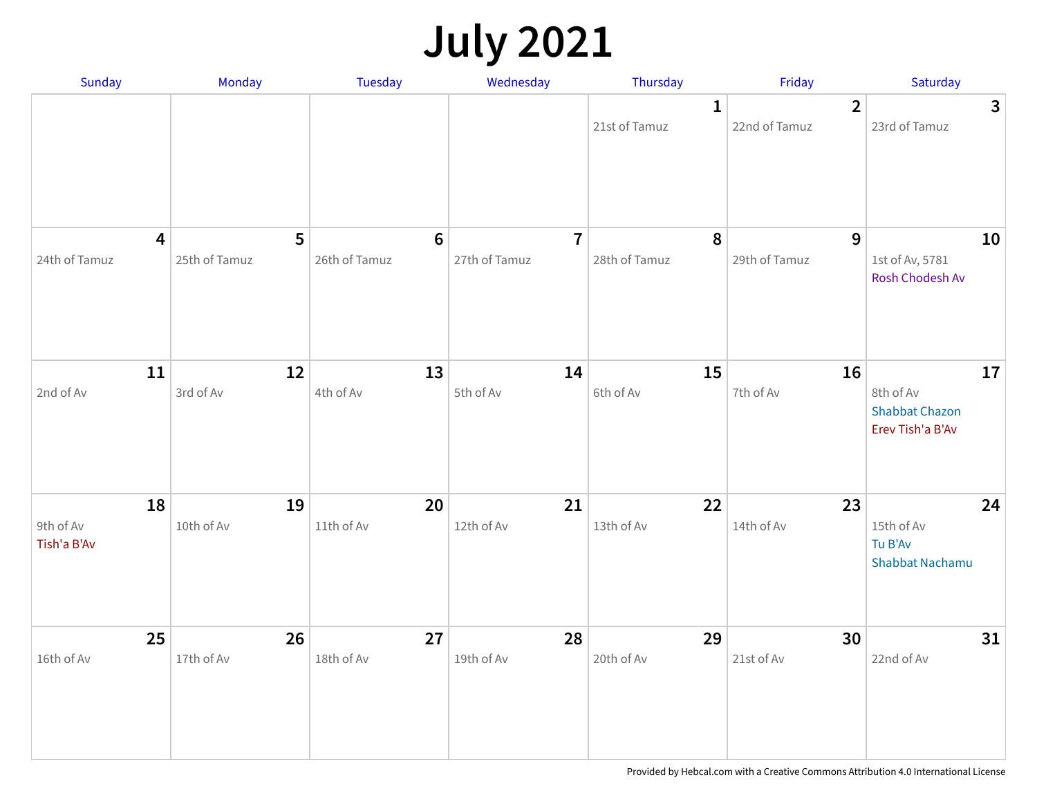# July 2021

| Sunday | Monday | Tuesday | Wednesday | Thursday | Friday | Saturday |
|---|---|---|---|---|---|---|
| | | | | **1** 21st of Tamuz | **2** 22nd of Tamuz | **3** 23rd of Tamuz |
| **4** 24th of Tamuz | **5** 25th of Tamuz | **6** 26th of Tamuz | **7** 27th of Tamuz | **8** 28th of Tamuz | **9** 29th of Tamuz | **10** 1st of Av, 5781 Rosh Chodesh Av |
| **11** 2nd of Av | **12** 3rd of Av | **13** 4th of Av | **14** 5th of Av | **15** 6th of Av | **16** 7th of Av | **17** 8th of Av Shabbat Chazon Erev Tish'a B'Av |
| **18** 9th of Av Tish'a B'Av | **19** 10th of Av | **20** 11th of Av | **21** 12th of Av | **22** 13th of Av | **23** 14th of Av | **24** 15th of Av Tu B'Av Shabbat Nachamu |
| **25** 16th of Av | **26** 17th of Av | **27** 18th of Av | **28** 19th of Av | **29** 20th of Av | **30** 21st of Av | **31** 22nd of Av |

Provided by Hebcal.com with a Creative Commons Attribution 4.0 International License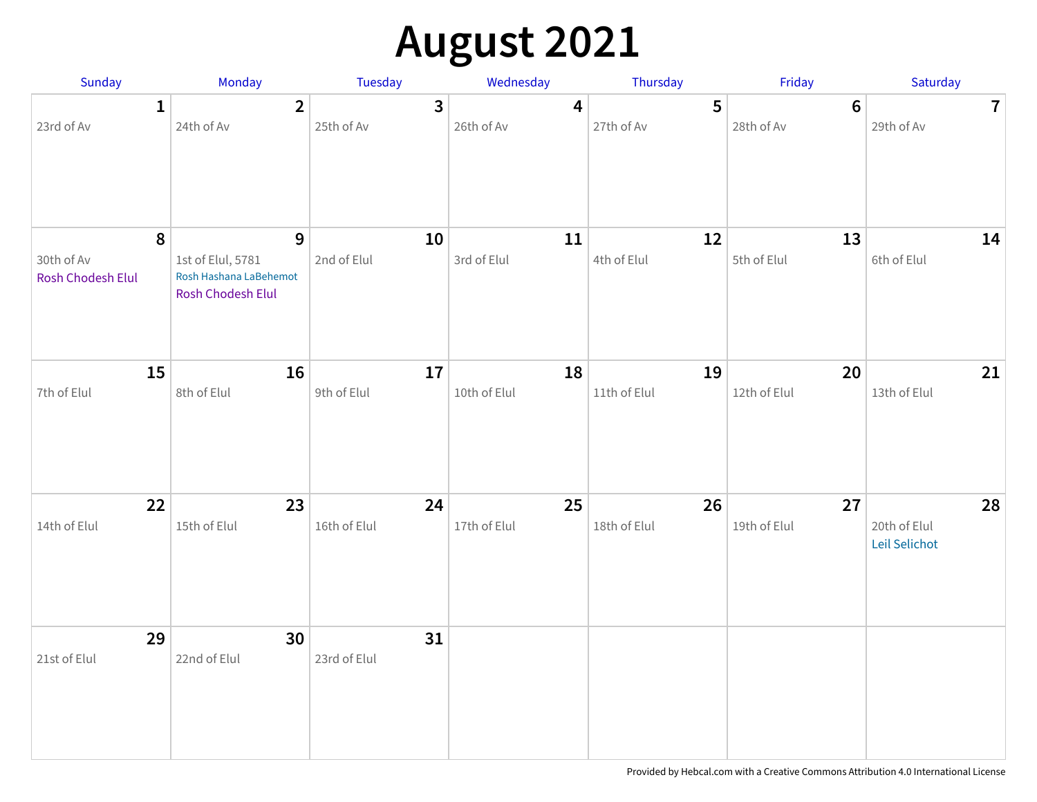# August 2021

| Sunday | Monday | Tuesday | Wednesday | Thursday | Friday | Saturday |
|---|---|---|---|---|---|---|
| **1**<br>23rd of Av | **2**<br>24th of Av | **3**<br>25th of Av | **4**<br>26th of Av | **5**<br>27th of Av | **6**<br>28th of Av | **7**<br>29th of Av |
| **8**<br>30th of Av<br>Rosh Chodesh Elul | **9**<br>1st of Elul, 5781<br>Rosh Hashana LaBehemot<br>Rosh Chodesh Elul | **10**<br>2nd of Elul | **11**<br>3rd of Elul | **12**<br>4th of Elul | **13**<br>5th of Elul | **14**<br>6th of Elul |
| **15**<br>7th of Elul | **16**<br>8th of Elul | **17**<br>9th of Elul | **18**<br>10th of Elul | **19**<br>11th of Elul | **20**<br>12th of Elul | **21**<br>13th of Elul |
| **22**<br>14th of Elul | **23**<br>15th of Elul | **24**<br>16th of Elul | **25**<br>17th of Elul | **26**<br>18th of Elul | **27**<br>19th of Elul | **28**<br>20th of Elul<br>Leil Selichot |
| **29**<br>21st of Elul | **30**<br>22nd of Elul | **31**<br>23rd of Elul | | | | |

Provided by Hebcal.com with a Creative Commons Attribution 4.0 International License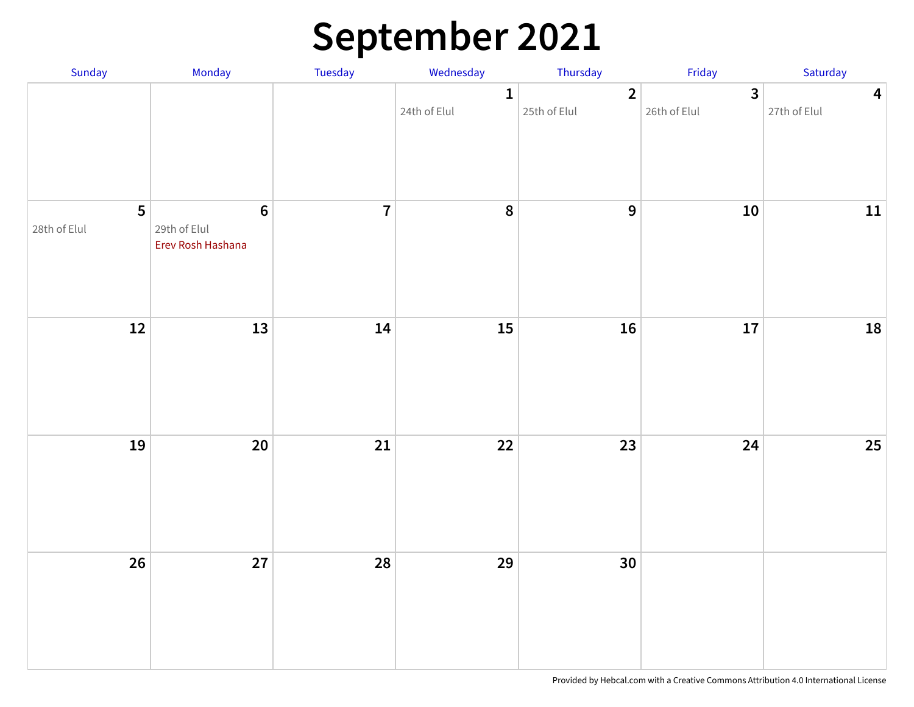# September 2021

| Sunday | Monday | Tuesday | Wednesday | Thursday | Friday | Saturday |
|---|---|---|---|---|---|---|
| | | | 1<br>24th of Elul | 2<br>25th of Elul | 3<br>26th of Elul | 4<br>27th of Elul |
| 5<br>28th of Elul | 6<br>29th of Elul<br>Erev Rosh Hashana | 7 | 8 | 9 | 10 | 11 |
| 12 | 13 | 14 | 15 | 16 | 17 | 18 |
| 19 | 20 | 21 | 22 | 23 | 24 | 25 |
| 26 | 27 | 28 | 29 | 30 | | |

Provided by Hebcal.com with a Creative Commons Attribution 4.0 International License